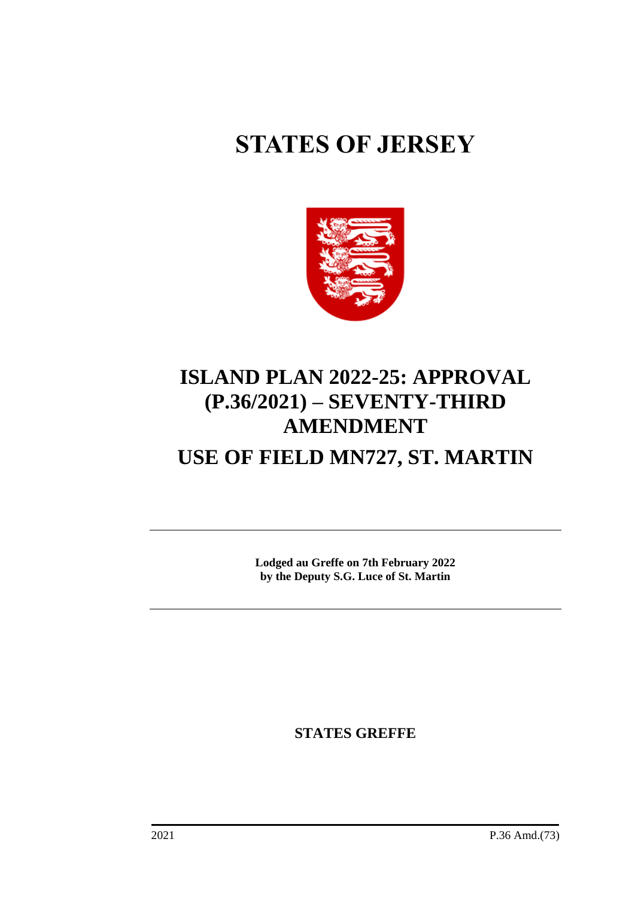# STATES OF JERSEY

# ISLAND PLAN 2022-25: APPROVAL (P.36/2021) – SEVENTY-THIRD AMENDMENT

# USE OF FIELD MN727, ST. MARTIN

---

**Lodged au Greffe on 7th February 2022**
**by the Deputy S.G. Luce of St. Martin**

---

**STATES GREFFE**

2021 P.36 Amd.(73)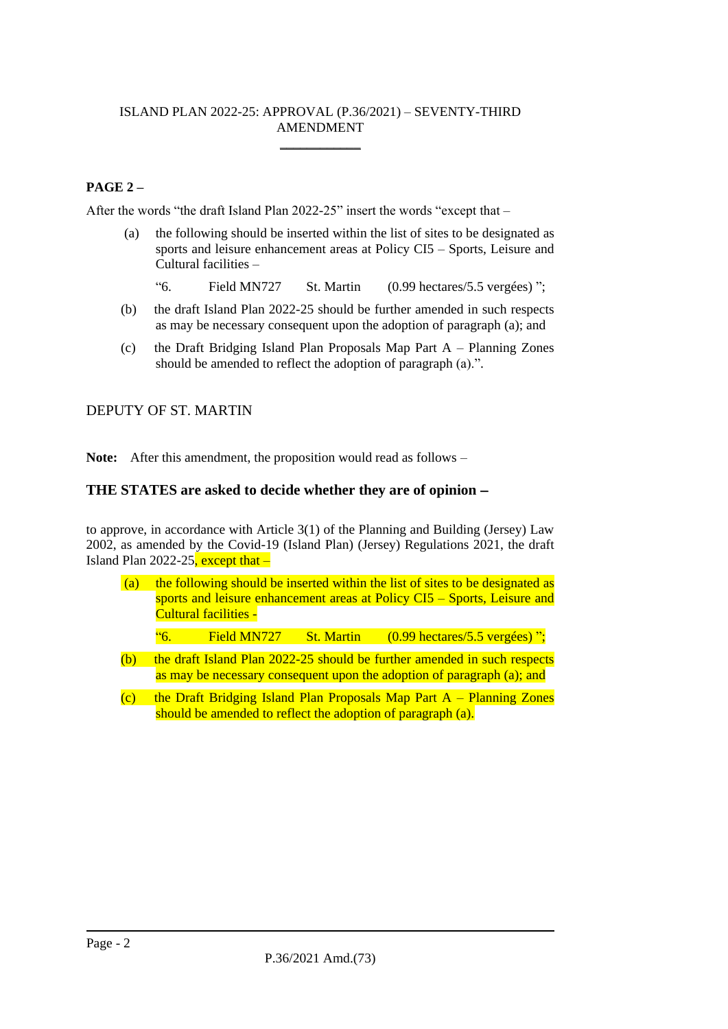ISLAND PLAN 2022-25: APPROVAL (P.36/2021) – SEVENTY-THIRD AMENDMENT

---

**PAGE 2 –**

After the words "the draft Island Plan 2022-25" insert the words "except that –

(a) the following should be inserted within the list of sites to be designated as sports and leisure enhancement areas at Policy CI5 – Sports, Leisure and Cultural facilities –

"6. Field MN727 St. Martin (0.99 hectares/5.5 vergées) ";

(b) the draft Island Plan 2022-25 should be further amended in such respects as may be necessary consequent upon the adoption of paragraph (a); and

(c) the Draft Bridging Island Plan Proposals Map Part A – Planning Zones should be amended to reflect the adoption of paragraph (a).".

DEPUTY OF ST. MARTIN

**Note:** After this amendment, the proposition would read as follows –

**THE STATES are asked to decide whether they are of opinion –**

to approve, in accordance with Article 3(1) of the Planning and Building (Jersey) Law 2002, as amended by the Covid-19 (Island Plan) (Jersey) Regulations 2021, the draft Island Plan 2022-25, except that –

(a) the following should be inserted within the list of sites to be designated as sports and leisure enhancement areas at Policy CI5 – Sports, Leisure and Cultural facilities -

"6. Field MN727 St. Martin (0.99 hectares/5.5 vergées) ";

(b) the draft Island Plan 2022-25 should be further amended in such respects as may be necessary consequent upon the adoption of paragraph (a); and

(c) the Draft Bridging Island Plan Proposals Map Part A – Planning Zones should be amended to reflect the adoption of paragraph (a).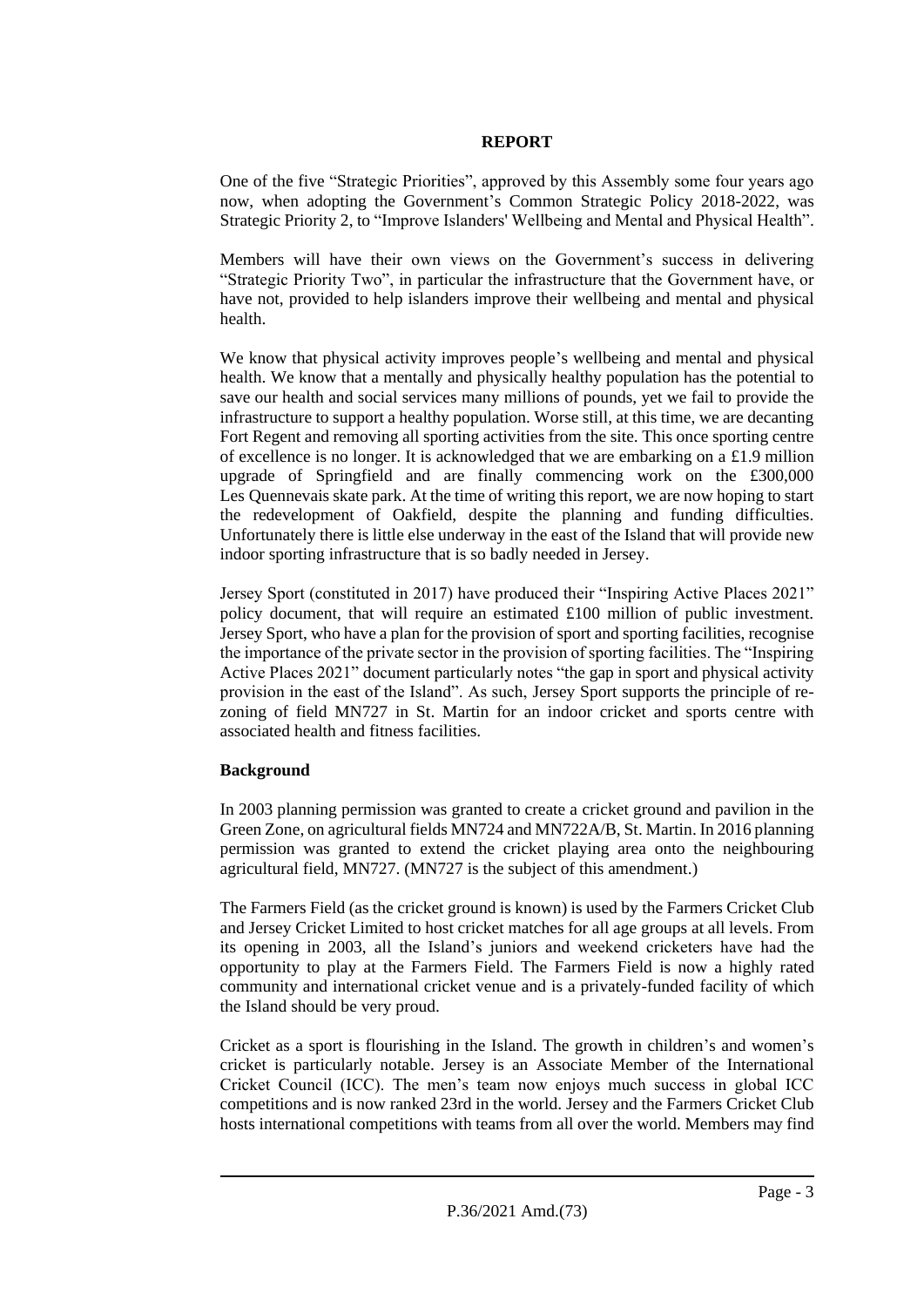## REPORT

One of the five "Strategic Priorities", approved by this Assembly some four years ago now, when adopting the Government's Common Strategic Policy 2018-2022, was Strategic Priority 2, to "Improve Islanders' Wellbeing and Mental and Physical Health".

Members will have their own views on the Government's success in delivering "Strategic Priority Two", in particular the infrastructure that the Government have, or have not, provided to help islanders improve their wellbeing and mental and physical health.

We know that physical activity improves people's wellbeing and mental and physical health. We know that a mentally and physically healthy population has the potential to save our health and social services many millions of pounds, yet we fail to provide the infrastructure to support a healthy population. Worse still, at this time, we are decanting Fort Regent and removing all sporting activities from the site. This once sporting centre of excellence is no longer. It is acknowledged that we are embarking on a £1.9 million upgrade of Springfield and are finally commencing work on the £300,000 Les Quennevais skate park. At the time of writing this report, we are now hoping to start the redevelopment of Oakfield, despite the planning and funding difficulties. Unfortunately there is little else underway in the east of the Island that will provide new indoor sporting infrastructure that is so badly needed in Jersey.

Jersey Sport (constituted in 2017) have produced their "Inspiring Active Places 2021" policy document, that will require an estimated £100 million of public investment. Jersey Sport, who have a plan for the provision of sport and sporting facilities, recognise the importance of the private sector in the provision of sporting facilities. The "Inspiring Active Places 2021" document particularly notes "the gap in sport and physical activity provision in the east of the Island". As such, Jersey Sport supports the principle of re-zoning of field MN727 in St. Martin for an indoor cricket and sports centre with associated health and fitness facilities.

### Background

In 2003 planning permission was granted to create a cricket ground and pavilion in the Green Zone, on agricultural fields MN724 and MN722A/B, St. Martin. In 2016 planning permission was granted to extend the cricket playing area onto the neighbouring agricultural field, MN727. (MN727 is the subject of this amendment.)

The Farmers Field (as the cricket ground is known) is used by the Farmers Cricket Club and Jersey Cricket Limited to host cricket matches for all age groups at all levels. From its opening in 2003, all the Island's juniors and weekend cricketers have had the opportunity to play at the Farmers Field. The Farmers Field is now a highly rated community and international cricket venue and is a privately-funded facility of which the Island should be very proud.

Cricket as a sport is flourishing in the Island. The growth in children's and women's cricket is particularly notable. Jersey is an Associate Member of the International Cricket Council (ICC). The men's team now enjoys much success in global ICC competitions and is now ranked 23rd in the world. Jersey and the Farmers Cricket Club hosts international competitions with teams from all over the world. Members may find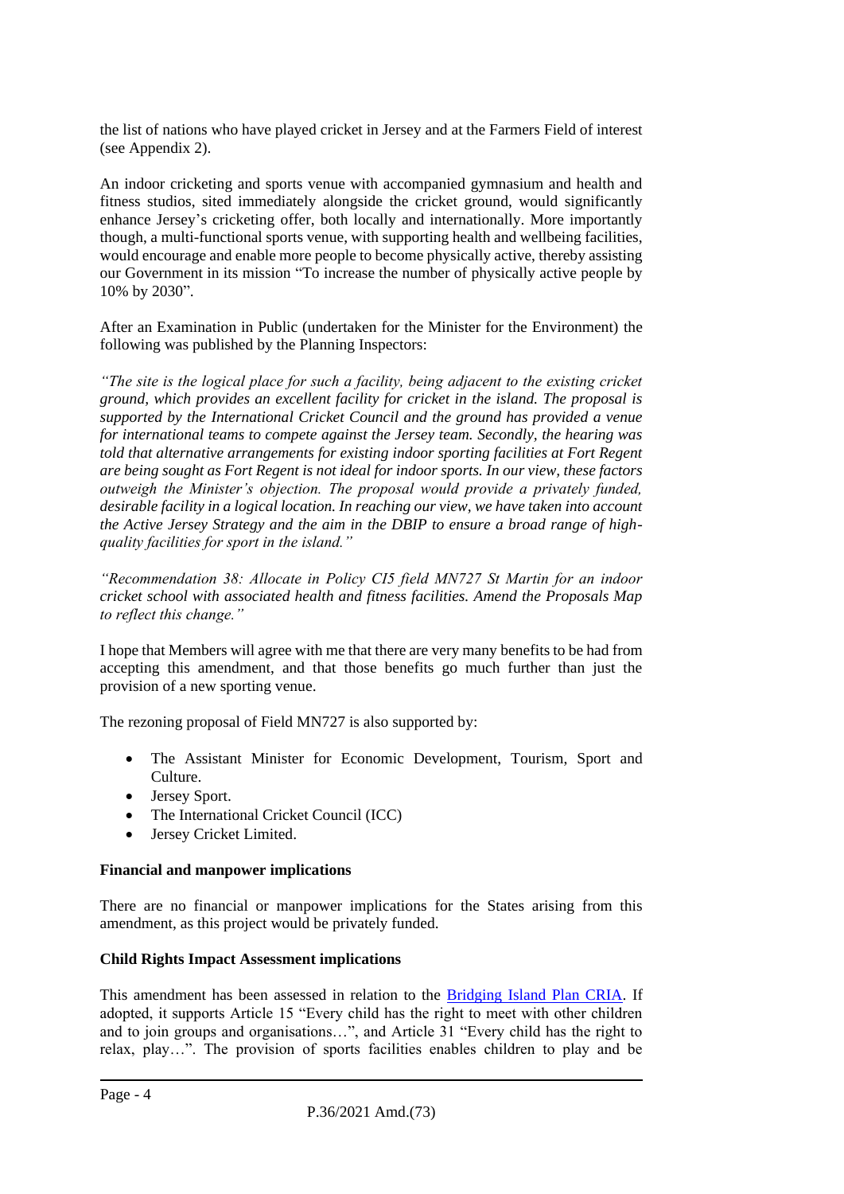the list of nations who have played cricket in Jersey and at the Farmers Field of interest (see Appendix 2).

An indoor cricketing and sports venue with accompanied gymnasium and health and fitness studios, sited immediately alongside the cricket ground, would significantly enhance Jersey's cricketing offer, both locally and internationally. More importantly though, a multi-functional sports venue, with supporting health and wellbeing facilities, would encourage and enable more people to become physically active, thereby assisting our Government in its mission "To increase the number of physically active people by 10% by 2030".

After an Examination in Public (undertaken for the Minister for the Environment) the following was published by the Planning Inspectors:

*"The site is the logical place for such a facility, being adjacent to the existing cricket ground, which provides an excellent facility for cricket in the island. The proposal is supported by the International Cricket Council and the ground has provided a venue for international teams to compete against the Jersey team. Secondly, the hearing was told that alternative arrangements for existing indoor sporting facilities at Fort Regent are being sought as Fort Regent is not ideal for indoor sports. In our view, these factors outweigh the Minister's objection. The proposal would provide a privately funded, desirable facility in a logical location. In reaching our view, we have taken into account the Active Jersey Strategy and the aim in the DBIP to ensure a broad range of high-quality facilities for sport in the island."*

*"Recommendation 38: Allocate in Policy CI5 field MN727 St Martin for an indoor cricket school with associated health and fitness facilities. Amend the Proposals Map to reflect this change."*

I hope that Members will agree with me that there are very many benefits to be had from accepting this amendment, and that those benefits go much further than just the provision of a new sporting venue.

The rezoning proposal of Field MN727 is also supported by:

- The Assistant Minister for Economic Development, Tourism, Sport and Culture.
- Jersey Sport.
- The International Cricket Council (ICC)
- Jersey Cricket Limited.

**Financial and manpower implications**

There are no financial or manpower implications for the States arising from this amendment, as this project would be privately funded.

**Child Rights Impact Assessment implications**

This amendment has been assessed in relation to the Bridging Island Plan CRIA. If adopted, it supports Article 15 "Every child has the right to meet with other children and to join groups and organisations…", and Article 31 "Every child has the right to relax, play…". The provision of sports facilities enables children to play and be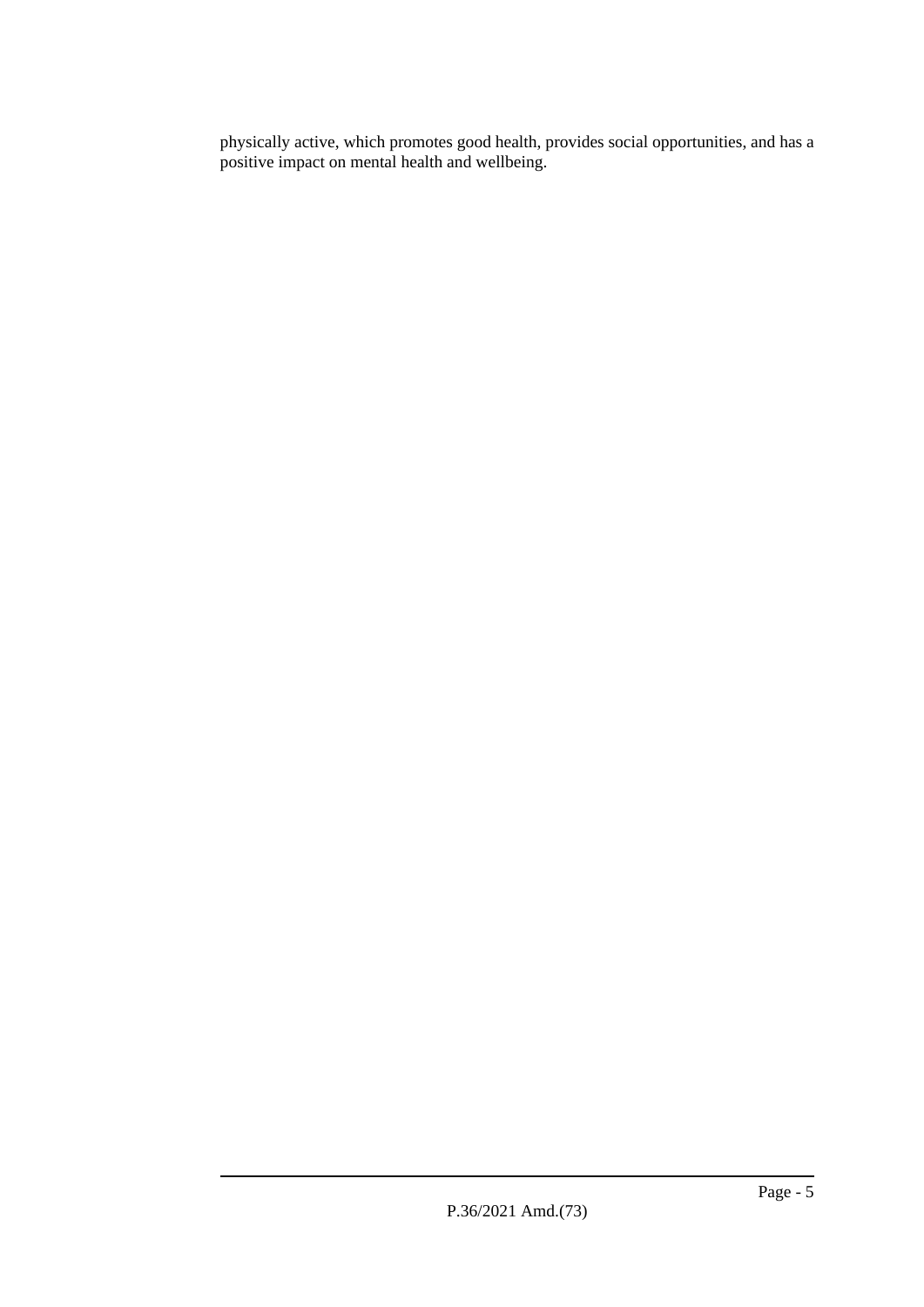physically active, which promotes good health, provides social opportunities, and has a positive impact on mental health and wellbeing.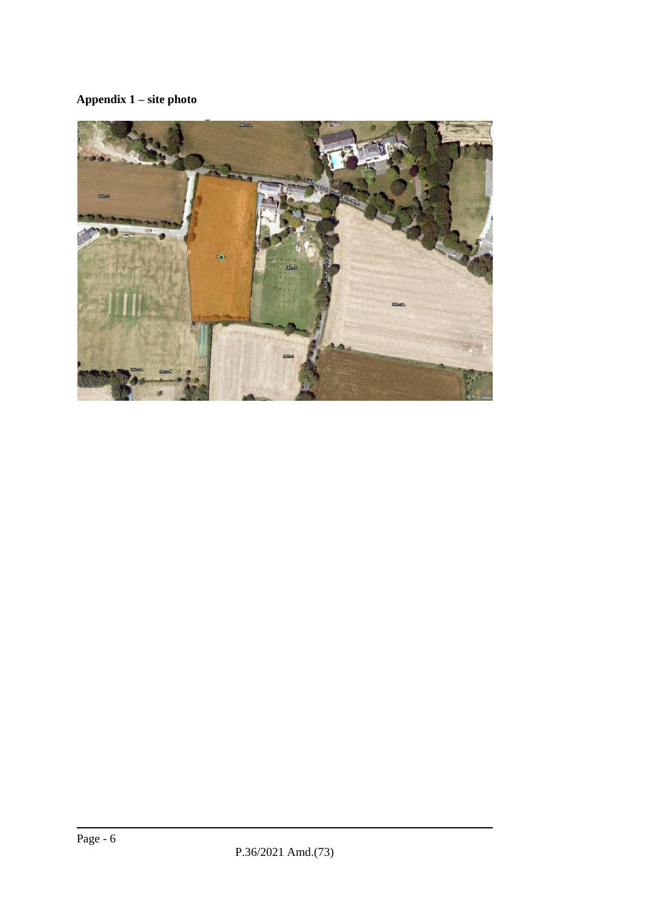**Appendix 1 – site photo**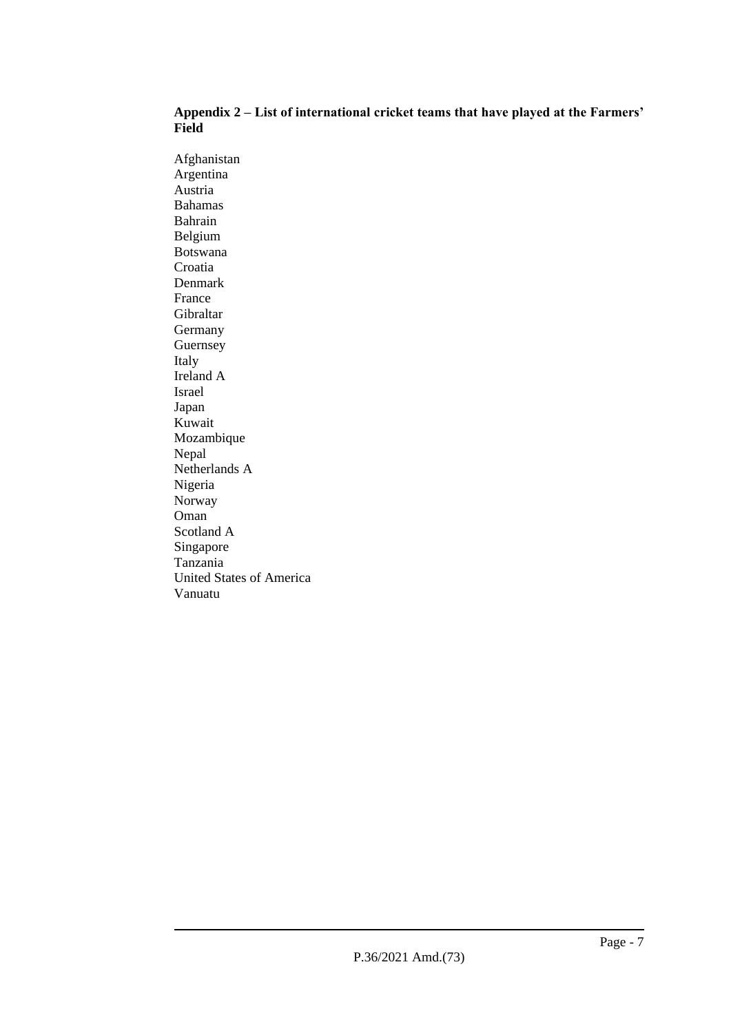**Appendix 2 – List of international cricket teams that have played at the Farmers' Field**

Afghanistan
Argentina
Austria
Bahamas
Bahrain
Belgium
Botswana
Croatia
Denmark
France
Gibraltar
Germany
Guernsey
Italy
Ireland A
Israel
Japan
Kuwait
Mozambique
Nepal
Netherlands A
Nigeria
Norway
Oman
Scotland A
Singapore
Tanzania
United States of America
Vanuatu